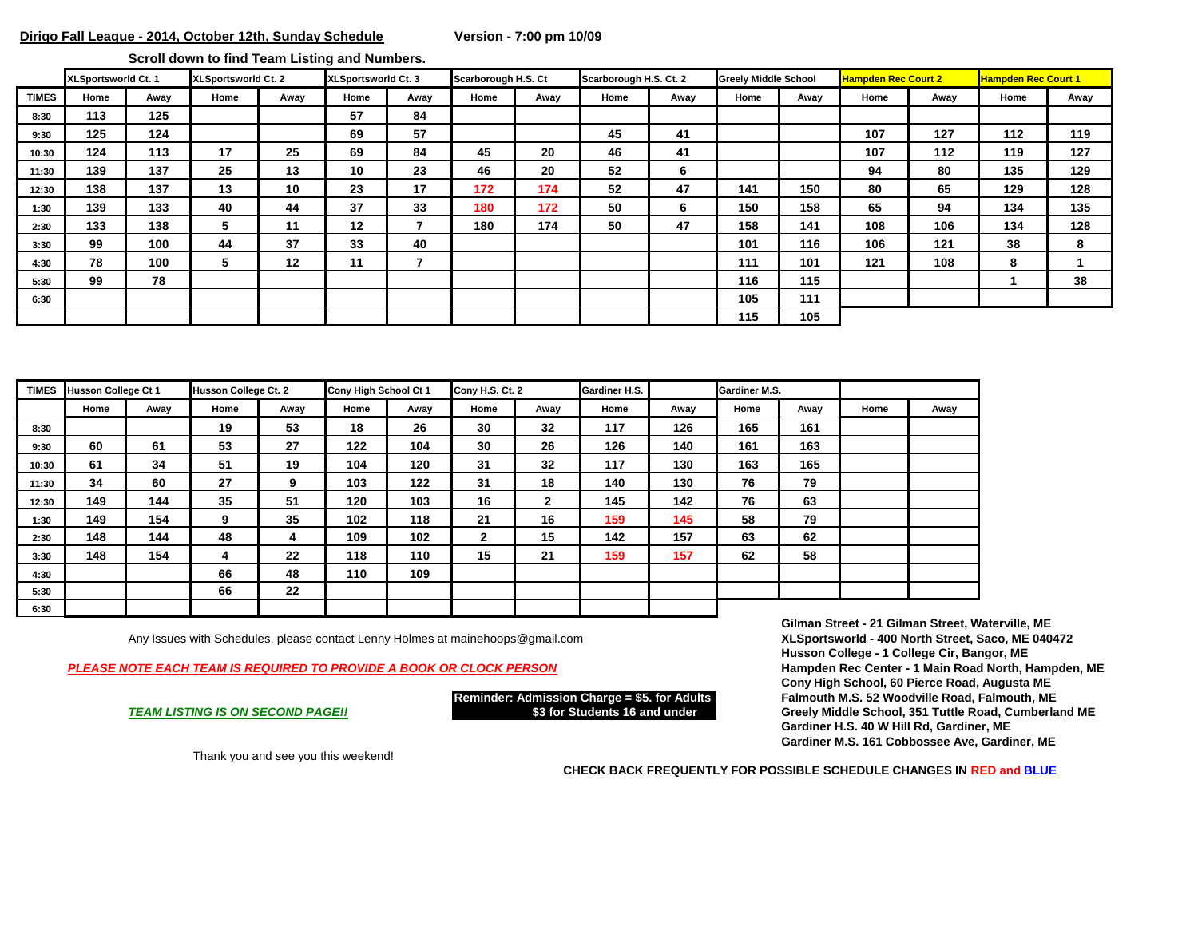**Dirigo Fall League - 2014, October 12th, Sunday Schedule** **Version - 7:00 pm 10/09**

**Scroll down to find Team Listing and Numbers.**

| | XLSportsworld Ct. 1 | | XLSportsworld Ct. 2 | | XLSportsworld Ct. 3 | | Scarborough H.S. Ct | | Scarborough H.S. Ct. 2 | | Greely Middle School | | Hampden Rec Court 2 | | Hampden Rec Court 1 | |
|---|---|---|---|---|---|---|---|---|---|---|---|---|---|---|---|---|
| TIMES | Home | Away | Home | Away | Home | Away | Home | Away | Home | Away | Home | Away | Home | Away | Home | Away |
| 8:30 | 113 | 125 | | | 57 | 84 | | | | | | | | | | |
| 9:30 | 125 | 124 | | | 69 | 57 | | | 45 | 41 | | | 107 | 127 | 112 | 119 |
| 10:30 | 124 | 113 | 17 | 25 | 69 | 84 | 45 | 20 | 46 | 41 | | | 107 | 112 | 119 | 127 |
| 11:30 | 139 | 137 | 25 | 13 | 10 | 23 | 46 | 20 | 52 | 6 | | | 94 | 80 | 135 | 129 |
| 12:30 | 138 | 137 | 13 | 10 | 23 | 17 | 172 | 174 | 52 | 47 | 141 | 150 | 80 | 65 | 129 | 128 |
| 1:30 | 139 | 133 | 40 | 44 | 37 | 33 | 180 | 172 | 50 | 6 | 150 | 158 | 65 | 94 | 134 | 135 |
| 2:30 | 133 | 138 | 5 | 11 | 12 | 7 | 180 | 174 | 50 | 47 | 158 | 141 | 108 | 106 | 134 | 128 |
| 3:30 | 99 | 100 | 44 | 37 | 33 | 40 | | | | | 101 | 116 | 106 | 121 | 38 | 8 |
| 4:30 | 78 | 100 | 5 | 12 | 11 | 7 | | | | | 111 | 101 | 121 | 108 | 8 | 1 |
| 5:30 | 99 | 78 | | | | | | | | | 116 | 115 | | | 1 | 38 |
| 6:30 | | | | | | | | | | | 105 | 111 | | | | |
| | | | | | | | | | | | 115 | 105 | | | | |

| TIMES | Husson College Ct 1 | | Husson College Ct. 2 | | Cony High School Ct 1 | | Cony H.S. Ct. 2 | | Gardiner H.S. | | Gardiner M.S. | | | |
|---|---|---|---|---|---|---|---|---|---|---|---|---|---|---|
| | Home | Away | Home | Away | Home | Away | Home | Away | Home | Away | Home | Away | Home | Away |
| 8:30 | | | 19 | 53 | 18 | 26 | 30 | 32 | 117 | 126 | 165 | 161 | | |
| 9:30 | 60 | 61 | 53 | 27 | 122 | 104 | 30 | 26 | 126 | 140 | 161 | 163 | | |
| 10:30 | 61 | 34 | 51 | 19 | 104 | 120 | 31 | 32 | 117 | 130 | 163 | 165 | | |
| 11:30 | 34 | 60 | 27 | 9 | 103 | 122 | 31 | 18 | 140 | 130 | 76 | 79 | | |
| 12:30 | 149 | 144 | 35 | 51 | 120 | 103 | 16 | 2 | 145 | 142 | 76 | 63 | | |
| 1:30 | 149 | 154 | 9 | 35 | 102 | 118 | 21 | 16 | 159 | 145 | 58 | 79 | | |
| 2:30 | 148 | 144 | 48 | 4 | 109 | 102 | 2 | 15 | 142 | 157 | 63 | 62 | | |
| 3:30 | 148 | 154 | 4 | 22 | 118 | 110 | 15 | 21 | 159 | 157 | 62 | 58 | | |
| 4:30 | | | 66 | 48 | 110 | 109 | | | | | | | | |
| 5:30 | | | 66 | 22 | | | | | | | | | | |
| 6:30 | | | | | | | | | | | | | | |

Any Issues with Schedules, please contact Lenny Holmes at mainehoops@gmail.com

***PLEASE NOTE EACH TEAM IS REQUIRED TO PROVIDE A BOOK OR CLOCK PERSON***

**Reminder: Admission Charge = $5. for Adults**
**$3 for Students 16 and under**

***TEAM LISTING IS ON SECOND PAGE!!***

Thank you and see you this weekend!

**Gilman Street - 21 Gilman Street, Waterville, ME**
**XLSportsworld - 400 North Street, Saco, ME 040472**
**Husson College - 1 College Cir, Bangor, ME**
**Hampden Rec Center - 1 Main Road North, Hampden, ME**
**Cony High School, 60 Pierce Road, Augusta ME**
**Falmouth M.S. 52 Woodville Road, Falmouth, ME**
**Greely Middle School, 351 Tuttle Road, Cumberland ME**
**Gardiner H.S. 40 W Hill Rd, Gardiner, ME**
**Gardiner M.S. 161 Cobbossee Ave, Gardiner, ME**

**CHECK BACK FREQUENTLY FOR POSSIBLE SCHEDULE CHANGES IN RED and BLUE**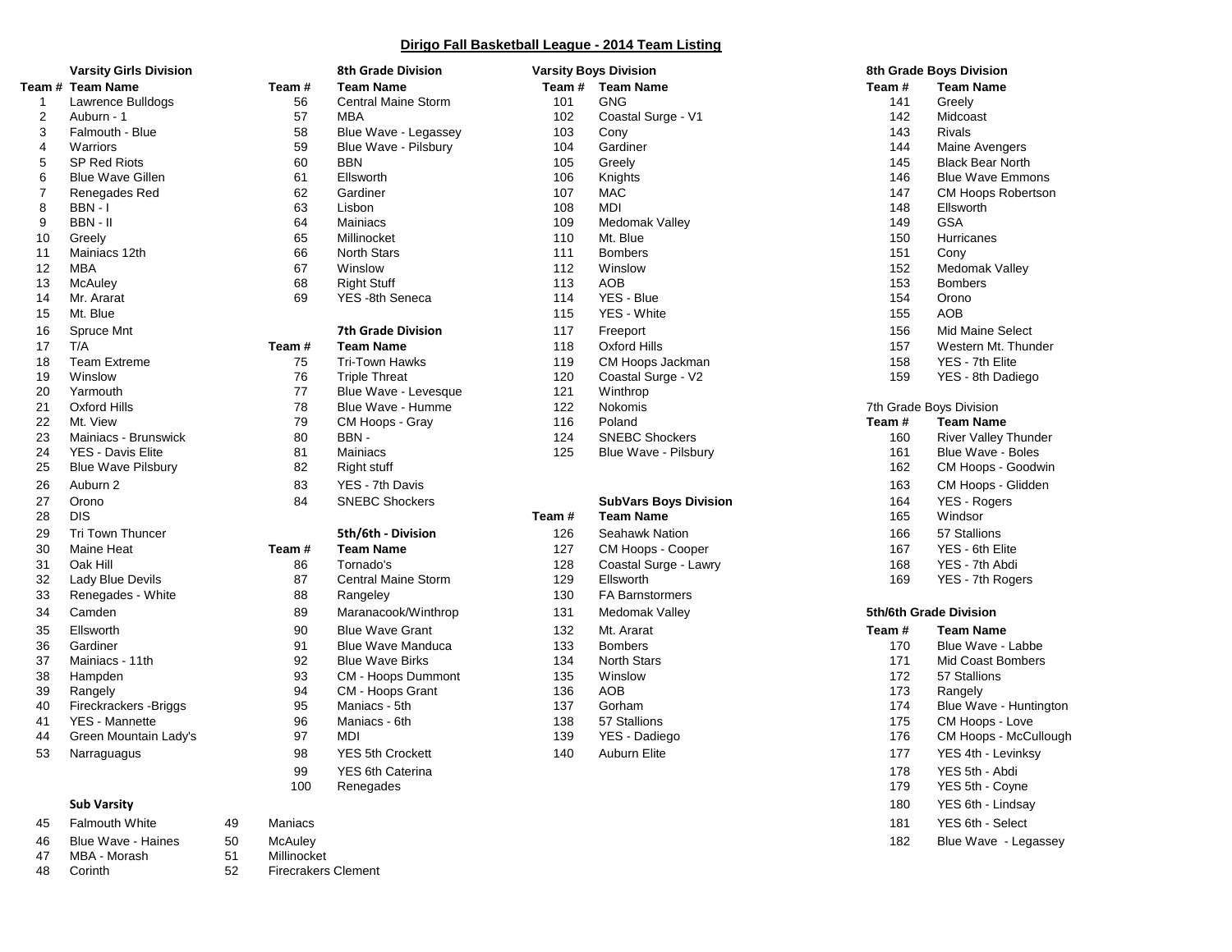## Dirigo Fall Basketball League - 2014 Team Listing

### Varsity Girls Division

| Team # | Team Name |
|---|---|
| 1 | Lawrence Bulldogs |
| 2 | Auburn - 1 |
| 3 | Falmouth - Blue |
| 4 | Warriors |
| 5 | SP Red Riots |
| 6 | Blue Wave Gillen |
| 7 | Renegades Red |
| 8 | BBN - I |
| 9 | BBN - II |
| 10 | Greely |
| 11 | Mainiacs 12th |
| 12 | MBA |
| 13 | McAuley |
| 14 | Mr. Ararat |
| 15 | Mt. Blue |
| 16 | Spruce Mnt |
| 17 | T/A |
| 18 | Team Extreme |
| 19 | Winslow |
| 20 | Yarmouth |
| 21 | Oxford Hills |
| 22 | Mt. View |
| 23 | Mainiacs - Brunswick |
| 24 | YES - Davis Elite |
| 25 | Blue Wave Pilsbury |
| 26 | Auburn 2 |
| 27 | Orono |
| 28 | DIS |
| 29 | Tri Town Thuncer |
| 30 | Maine Heat |
| 31 | Oak Hill |
| 32 | Lady Blue Devils |
| 33 | Renegades - White |
| 34 | Camden |
| 35 | Ellsworth |
| 36 | Gardiner |
| 37 | Mainiacs - 11th |
| 38 | Hampden |
| 39 | Rangely |
| 40 | Fireckrackers -Briggs |
| 41 | YES - Mannette |
| 44 | Green Mountain Lady's |
| 53 | Narraguagus |

### Sub Varsity

| Team # | Team Name |
|---|---|
| 45 | Falmouth White |
| 46 | Blue Wave - Haines |
| 47 | MBA - Morash |
| 48 | Corinth |
| 49 | Maniacs |
| 50 | McAuley |
| 51 | Millinocket |
| 52 | Firecrakers Clement |

### 8th Grade Division

| Team # | Team Name |
|---|---|
| 56 | Central Maine Storm |
| 57 | MBA |
| 58 | Blue Wave - Legassey |
| 59 | Blue Wave - Pilsbury |
| 60 | BBN |
| 61 | Ellsworth |
| 62 | Gardiner |
| 63 | Lisbon |
| 64 | Mainiacs |
| 65 | Millinocket |
| 66 | North Stars |
| 67 | Winslow |
| 68 | Right Stuff |
| 69 | YES -8th Seneca |

### 7th Grade Division

| Team # | Team Name |
|---|---|
| 75 | Tri-Town Hawks |
| 76 | Triple Threat |
| 77 | Blue Wave - Levesque |
| 78 | Blue Wave - Humme |
| 79 | CM Hoops - Gray |
| 80 | BBN - |
| 81 | Mainiacs |
| 82 | Right stuff |
| 83 | YES - 7th Davis |
| 84 | SNEBC Shockers |

### 5th/6th - Division

| Team # | Team Name |
|---|---|
| 86 | Tornado's |
| 87 | Central Maine Storm |
| 88 | Rangeley |
| 89 | Maranacook/Winthrop |
| 90 | Blue Wave Grant |
| 91 | Blue Wave Manduca |
| 92 | Blue Wave Birks |
| 93 | CM - Hoops Dummont |
| 94 | CM - Hoops Grant |
| 95 | Maniacs - 5th |
| 96 | Maniacs - 6th |
| 97 | MDI |
| 98 | YES 5th Crockett |
| 99 | YES 6th Caterina |
| 100 | Renegades |

### Varsity Boys Division

| Team # | Team Name |
|---|---|
| 101 | GNG |
| 102 | Coastal Surge - V1 |
| 103 | Cony |
| 104 | Gardiner |
| 105 | Greely |
| 106 | Knights |
| 107 | MAC |
| 108 | MDI |
| 109 | Medomak Valley |
| 110 | Mt. Blue |
| 111 | Bombers |
| 112 | Winslow |
| 113 | AOB |
| 114 | YES - Blue |
| 115 | YES - White |
| 117 | Freeport |
| 118 | Oxford Hills |
| 119 | CM Hoops Jackman |
| 120 | Coastal Surge - V2 |
| 121 | Winthrop |
| 122 | Nokomis |
| 116 | Poland |
| 124 | SNEBC Shockers |
| 125 | Blue Wave - Pilsbury |

### SubVars Boys Division

| Team # | Team Name |
|---|---|
| 126 | Seahawk Nation |
| 127 | CM Hoops - Cooper |
| 128 | Coastal Surge - Lawry |
| 129 | Ellsworth |
| 130 | FA Barnstormers |
| 131 | Medomak Valley |
| 132 | Mt. Ararat |
| 133 | Bombers |
| 134 | North Stars |
| 135 | Winslow |
| 136 | AOB |
| 137 | Gorham |
| 138 | 57 Stallions |
| 139 | YES - Dadiego |
| 140 | Auburn Elite |

### 8th Grade Boys Division

| Team # | Team Name |
|---|---|
| 141 | Greely |
| 142 | Midcoast |
| 143 | Rivals |
| 144 | Maine Avengers |
| 145 | Black Bear North |
| 146 | Blue Wave Emmons |
| 147 | CM Hoops Robertson |
| 148 | Ellsworth |
| 149 | GSA |
| 150 | Hurricanes |
| 151 | Cony |
| 152 | Medomak Valley |
| 153 | Bombers |
| 154 | Orono |
| 155 | AOB |
| 156 | Mid Maine Select |
| 157 | Western Mt. Thunder |
| 158 | YES - 7th Elite |
| 159 | YES - 8th Dadiego |

### 7th Grade Boys Division

| Team # | Team Name |
|---|---|
| 160 | River Valley Thunder |
| 161 | Blue Wave - Boles |
| 162 | CM Hoops - Goodwin |
| 163 | CM Hoops - Glidden |
| 164 | YES - Rogers |
| 165 | Windsor |
| 166 | 57 Stallions |
| 167 | YES - 6th Elite |
| 168 | YES - 7th Abdi |
| 169 | YES - 7th Rogers |

### 5th/6th Grade Division

| Team # | Team Name |
|---|---|
| 170 | Blue Wave - Labbe |
| 171 | Mid Coast Bombers |
| 172 | 57 Stallions |
| 173 | Rangely |
| 174 | Blue Wave - Huntington |
| 175 | CM Hoops - Love |
| 176 | CM Hoops - McCullough |
| 177 | YES 4th - Levinksy |
| 178 | YES 5th - Abdi |
| 179 | YES 5th - Coyne |
| 180 | YES 6th - Lindsay |
| 181 | YES 6th - Select |
| 182 | Blue Wave - Legassey |